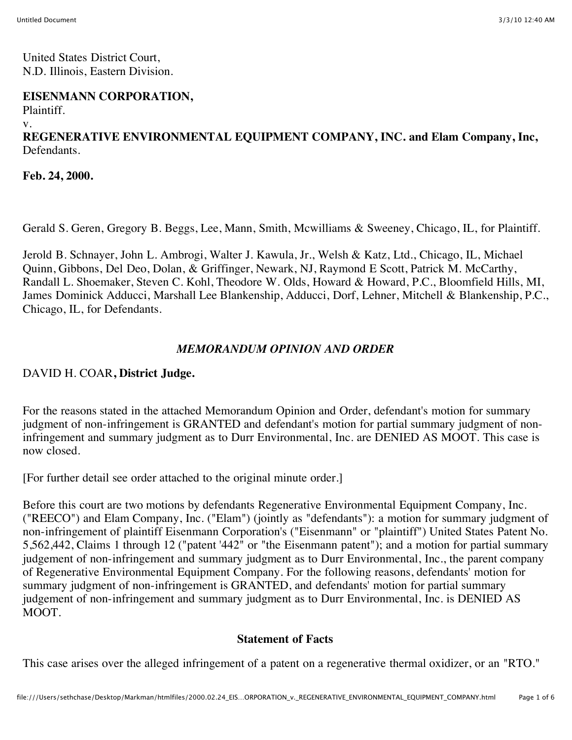United States District Court,
N.D. Illinois, Eastern Division.

**EISENMANN CORPORATION,**
Plaintiff.
v.
**REGENERATIVE ENVIRONMENTAL EQUIPMENT COMPANY, INC. and Elam Company, Inc,**
Defendants.

**Feb. 24, 2000.**

Gerald S. Geren, Gregory B. Beggs, Lee, Mann, Smith, Mcwilliams & Sweeney, Chicago, IL, for Plaintiff.

Jerold B. Schnayer, John L. Ambrogi, Walter J. Kawula, Jr., Welsh & Katz, Ltd., Chicago, IL, Michael Quinn, Gibbons, Del Deo, Dolan, & Griffinger, Newark, NJ, Raymond E Scott, Patrick M. McCarthy, Randall L. Shoemaker, Steven C. Kohl, Theodore W. Olds, Howard & Howard, P.C., Bloomfield Hills, MI, James Dominick Adducci, Marshall Lee Blankenship, Adducci, Dorf, Lehner, Mitchell & Blankenship, P.C., Chicago, IL, for Defendants.

*MEMORANDUM OPINION AND ORDER*

DAVID H. COAR**, District Judge.**

For the reasons stated in the attached Memorandum Opinion and Order, defendant's motion for summary judgment of non-infringement is GRANTED and defendant's motion for partial summary judgment of non-infringement and summary judgment as to Durr Environmental, Inc. are DENIED AS MOOT. This case is now closed.

[For further detail see order attached to the original minute order.]

Before this court are two motions by defendants Regenerative Environmental Equipment Company, Inc. ("REECO") and Elam Company, Inc. ("Elam") (jointly as "defendants"): a motion for summary judgment of non-infringement of plaintiff Eisenmann Corporation's ("Eisenmann" or "plaintiff") United States Patent No. 5,562,442, Claims 1 through 12 ("patent '442" or "the Eisenmann patent"); and a motion for partial summary judgement of non-infringement and summary judgment as to Durr Environmental, Inc., the parent company of Regenerative Environmental Equipment Company. For the following reasons, defendants' motion for summary judgment of non-infringement is GRANTED, and defendants' motion for partial summary judgement of non-infringement and summary judgment as to Durr Environmental, Inc. is DENIED AS MOOT.

**Statement of Facts**

This case arises over the alleged infringement of a patent on a regenerative thermal oxidizer, or an "RTO."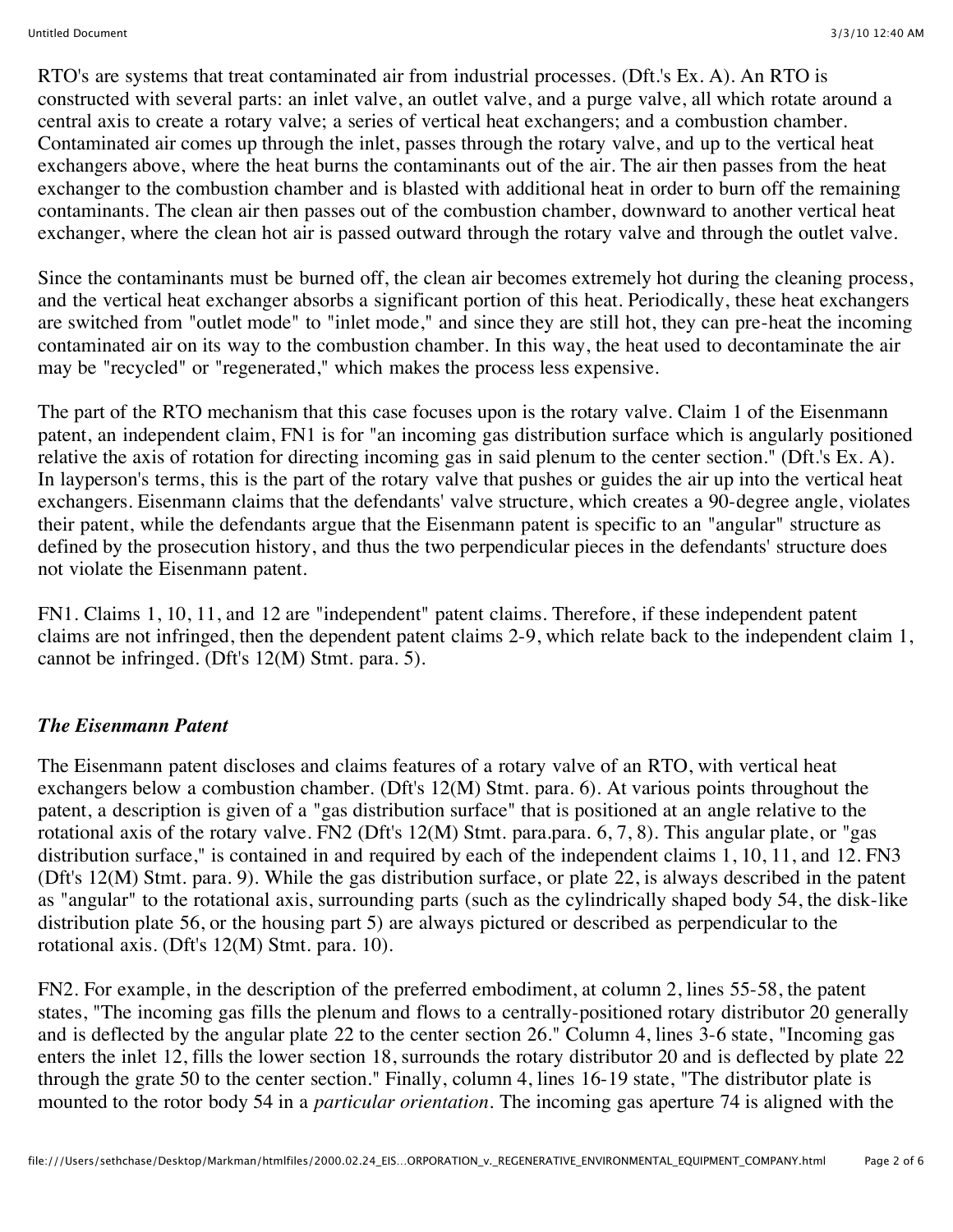RTO's are systems that treat contaminated air from industrial processes. (Dft.'s Ex. A). An RTO is constructed with several parts: an inlet valve, an outlet valve, and a purge valve, all which rotate around a central axis to create a rotary valve; a series of vertical heat exchangers; and a combustion chamber. Contaminated air comes up through the inlet, passes through the rotary valve, and up to the vertical heat exchangers above, where the heat burns the contaminants out of the air. The air then passes from the heat exchanger to the combustion chamber and is blasted with additional heat in order to burn off the remaining contaminants. The clean air then passes out of the combustion chamber, downward to another vertical heat exchanger, where the clean hot air is passed outward through the rotary valve and through the outlet valve.

Since the contaminants must be burned off, the clean air becomes extremely hot during the cleaning process, and the vertical heat exchanger absorbs a significant portion of this heat. Periodically, these heat exchangers are switched from "outlet mode" to "inlet mode," and since they are still hot, they can pre-heat the incoming contaminated air on its way to the combustion chamber. In this way, the heat used to decontaminate the air may be "recycled" or "regenerated," which makes the process less expensive.

The part of the RTO mechanism that this case focuses upon is the rotary valve. Claim 1 of the Eisenmann patent, an independent claim, FN1 is for "an incoming gas distribution surface which is angularly positioned relative the axis of rotation for directing incoming gas in said plenum to the center section." (Dft.'s Ex. A). In layperson's terms, this is the part of the rotary valve that pushes or guides the air up into the vertical heat exchangers. Eisenmann claims that the defendants' valve structure, which creates a 90-degree angle, violates their patent, while the defendants argue that the Eisenmann patent is specific to an "angular" structure as defined by the prosecution history, and thus the two perpendicular pieces in the defendants' structure does not violate the Eisenmann patent.

FN1. Claims 1, 10, 11, and 12 are "independent" patent claims. Therefore, if these independent patent claims are not infringed, then the dependent patent claims 2-9, which relate back to the independent claim 1, cannot be infringed. (Dft's 12(M) Stmt. para. 5).

### *The Eisenmann Patent*

The Eisenmann patent discloses and claims features of a rotary valve of an RTO, with vertical heat exchangers below a combustion chamber. (Dft's 12(M) Stmt. para. 6). At various points throughout the patent, a description is given of a "gas distribution surface" that is positioned at an angle relative to the rotational axis of the rotary valve. FN2 (Dft's 12(M) Stmt. para.para. 6, 7, 8). This angular plate, or "gas distribution surface," is contained in and required by each of the independent claims 1, 10, 11, and 12. FN3 (Dft's 12(M) Stmt. para. 9). While the gas distribution surface, or plate 22, is always described in the patent as "angular" to the rotational axis, surrounding parts (such as the cylindrically shaped body 54, the disk-like distribution plate 56, or the housing part 5) are always pictured or described as perpendicular to the rotational axis. (Dft's 12(M) Stmt. para. 10).

FN2. For example, in the description of the preferred embodiment, at column 2, lines 55-58, the patent states, "The incoming gas fills the plenum and flows to a centrally-positioned rotary distributor 20 generally and is deflected by the angular plate 22 to the center section 26." Column 4, lines 3-6 state, "Incoming gas enters the inlet 12, fills the lower section 18, surrounds the rotary distributor 20 and is deflected by plate 22 through the grate 50 to the center section." Finally, column 4, lines 16-19 state, "The distributor plate is mounted to the rotor body 54 in a *particular orientation*. The incoming gas aperture 74 is aligned with the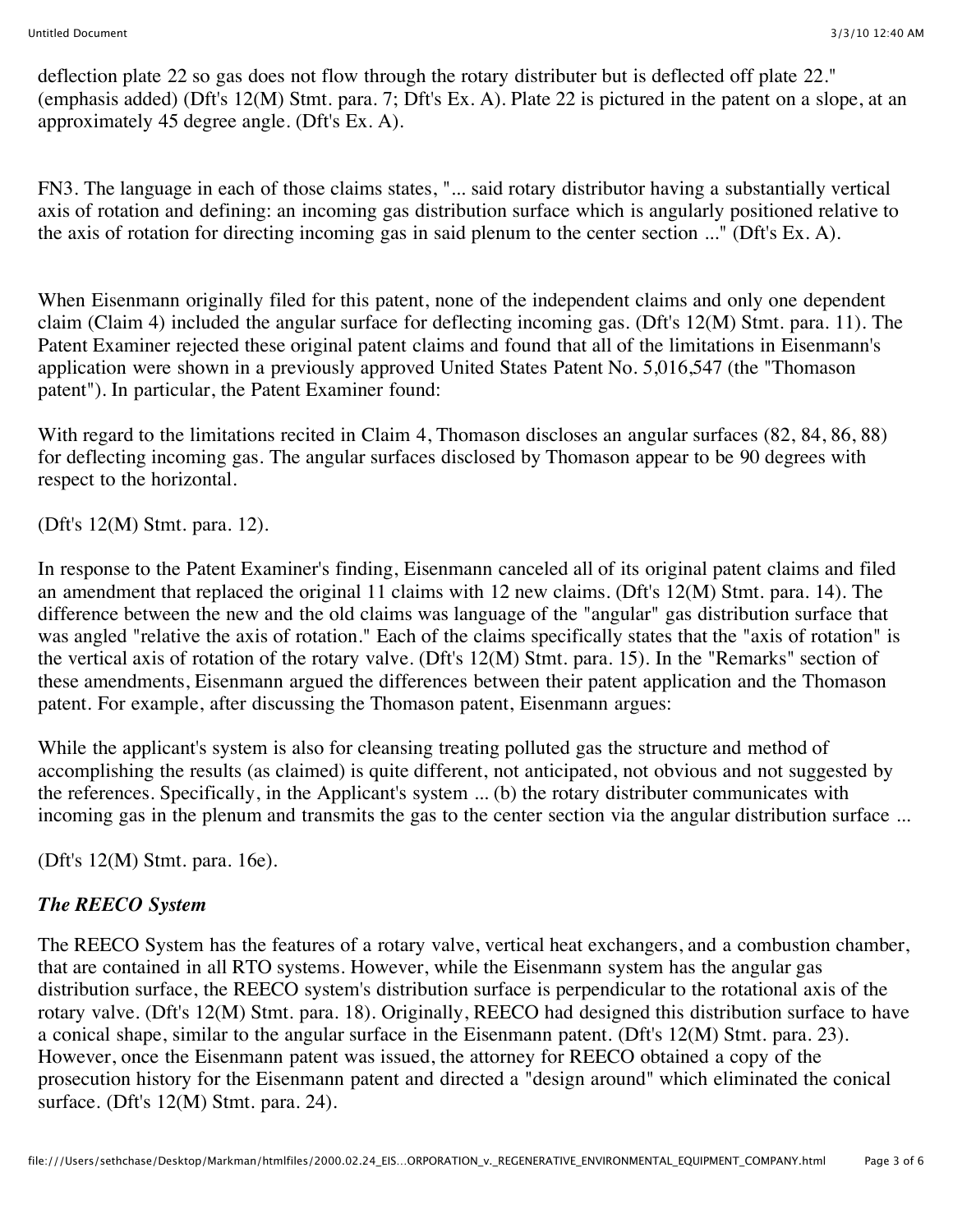deflection plate 22 so gas does not flow through the rotary distributer but is deflected off plate 22." (emphasis added) (Dft's 12(M) Stmt. para. 7; Dft's Ex. A). Plate 22 is pictured in the patent on a slope, at an approximately 45 degree angle. (Dft's Ex. A).

FN3. The language in each of those claims states, "... said rotary distributor having a substantially vertical axis of rotation and defining: an incoming gas distribution surface which is angularly positioned relative to the axis of rotation for directing incoming gas in said plenum to the center section ..." (Dft's Ex. A).

When Eisenmann originally filed for this patent, none of the independent claims and only one dependent claim (Claim 4) included the angular surface for deflecting incoming gas. (Dft's 12(M) Stmt. para. 11). The Patent Examiner rejected these original patent claims and found that all of the limitations in Eisenmann's application were shown in a previously approved United States Patent No. 5,016,547 (the "Thomason patent"). In particular, the Patent Examiner found:

With regard to the limitations recited in Claim 4, Thomason discloses an angular surfaces (82, 84, 86, 88) for deflecting incoming gas. The angular surfaces disclosed by Thomason appear to be 90 degrees with respect to the horizontal.

(Dft's 12(M) Stmt. para. 12).

In response to the Patent Examiner's finding, Eisenmann canceled all of its original patent claims and filed an amendment that replaced the original 11 claims with 12 new claims. (Dft's 12(M) Stmt. para. 14). The difference between the new and the old claims was language of the "angular" gas distribution surface that was angled "relative the axis of rotation." Each of the claims specifically states that the "axis of rotation" is the vertical axis of rotation of the rotary valve. (Dft's 12(M) Stmt. para. 15). In the "Remarks" section of these amendments, Eisenmann argued the differences between their patent application and the Thomason patent. For example, after discussing the Thomason patent, Eisenmann argues:

While the applicant's system is also for cleansing treating polluted gas the structure and method of accomplishing the results (as claimed) is quite different, not anticipated, not obvious and not suggested by the references. Specifically, in the Applicant's system ... (b) the rotary distributer communicates with incoming gas in the plenum and transmits the gas to the center section via the angular distribution surface ...

(Dft's 12(M) Stmt. para. 16e).

### *The REECO System*

The REECO System has the features of a rotary valve, vertical heat exchangers, and a combustion chamber, that are contained in all RTO systems. However, while the Eisenmann system has the angular gas distribution surface, the REECO system's distribution surface is perpendicular to the rotational axis of the rotary valve. (Dft's 12(M) Stmt. para. 18). Originally, REECO had designed this distribution surface to have a conical shape, similar to the angular surface in the Eisenmann patent. (Dft's 12(M) Stmt. para. 23). However, once the Eisenmann patent was issued, the attorney for REECO obtained a copy of the prosecution history for the Eisenmann patent and directed a "design around" which eliminated the conical surface. (Dft's 12(M) Stmt. para. 24).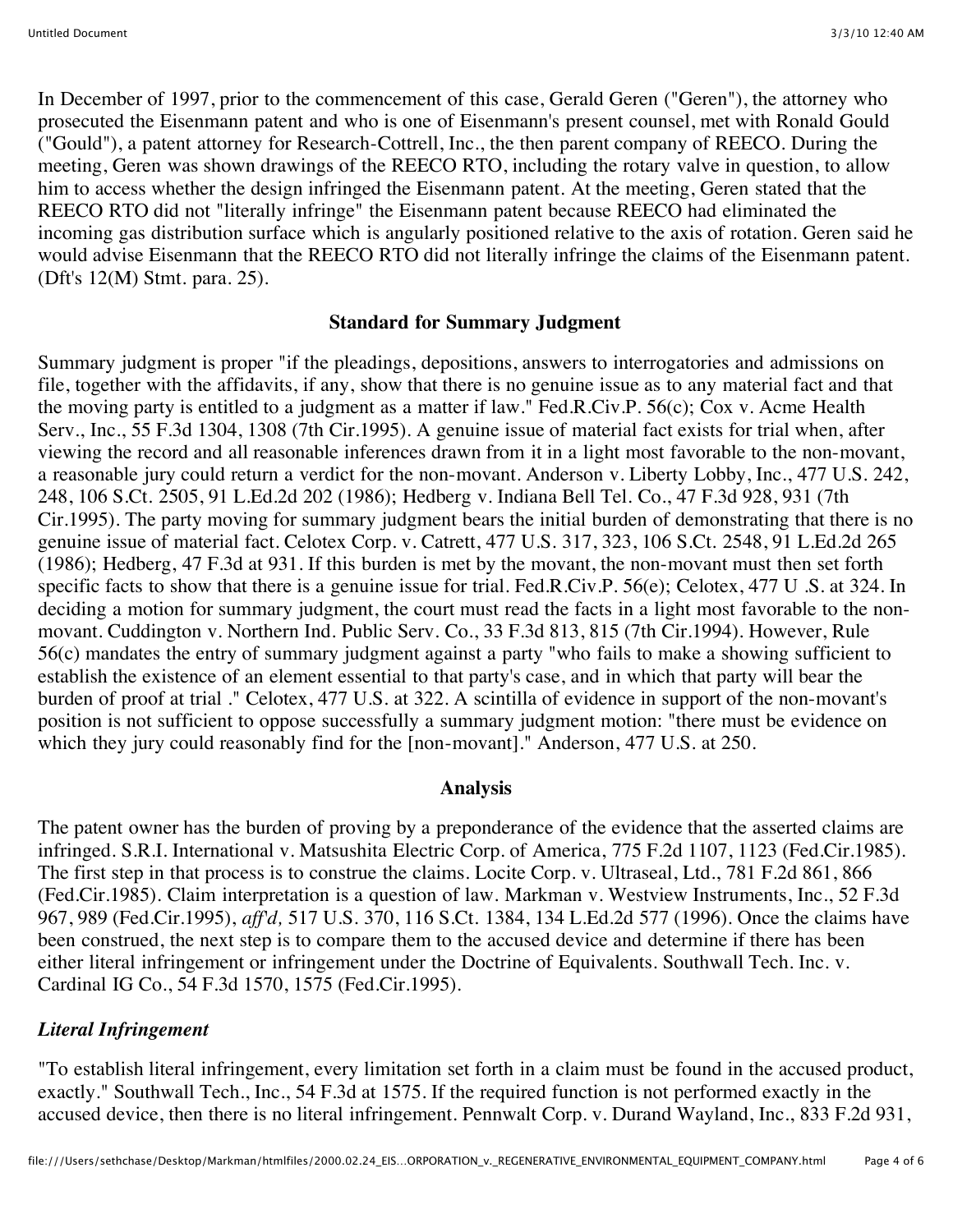In December of 1997, prior to the commencement of this case, Gerald Geren ("Geren"), the attorney who prosecuted the Eisenmann patent and who is one of Eisenmann's present counsel, met with Ronald Gould ("Gould"), a patent attorney for Research-Cottrell, Inc., the then parent company of REECO. During the meeting, Geren was shown drawings of the REECO RTO, including the rotary valve in question, to allow him to access whether the design infringed the Eisenmann patent. At the meeting, Geren stated that the REECO RTO did not "literally infringe" the Eisenmann patent because REECO had eliminated the incoming gas distribution surface which is angularly positioned relative to the axis of rotation. Geren said he would advise Eisenmann that the REECO RTO did not literally infringe the claims of the Eisenmann patent. (Dft's 12(M) Stmt. para. 25).

### Standard for Summary Judgment

Summary judgment is proper "if the pleadings, depositions, answers to interrogatories and admissions on file, together with the affidavits, if any, show that there is no genuine issue as to any material fact and that the moving party is entitled to a judgment as a matter if law." Fed.R.Civ.P. 56(c); Cox v. Acme Health Serv., Inc., 55 F.3d 1304, 1308 (7th Cir.1995). A genuine issue of material fact exists for trial when, after viewing the record and all reasonable inferences drawn from it in a light most favorable to the non-movant, a reasonable jury could return a verdict for the non-movant. Anderson v. Liberty Lobby, Inc., 477 U.S. 242, 248, 106 S.Ct. 2505, 91 L.Ed.2d 202 (1986); Hedberg v. Indiana Bell Tel. Co., 47 F.3d 928, 931 (7th Cir.1995). The party moving for summary judgment bears the initial burden of demonstrating that there is no genuine issue of material fact. Celotex Corp. v. Catrett, 477 U.S. 317, 323, 106 S.Ct. 2548, 91 L.Ed.2d 265 (1986); Hedberg, 47 F.3d at 931. If this burden is met by the movant, the non-movant must then set forth specific facts to show that there is a genuine issue for trial. Fed.R.Civ.P. 56(e); Celotex, 477 U .S. at 324. In deciding a motion for summary judgment, the court must read the facts in a light most favorable to the non-movant. Cuddington v. Northern Ind. Public Serv. Co., 33 F.3d 813, 815 (7th Cir.1994). However, Rule 56(c) mandates the entry of summary judgment against a party "who fails to make a showing sufficient to establish the existence of an element essential to that party's case, and in which that party will bear the burden of proof at trial ." Celotex, 477 U.S. at 322. A scintilla of evidence in support of the non-movant's position is not sufficient to oppose successfully a summary judgment motion: "there must be evidence on which they jury could reasonably find for the [non-movant]." Anderson, 477 U.S. at 250.

### Analysis

The patent owner has the burden of proving by a preponderance of the evidence that the asserted claims are infringed. S.R.I. International v. Matsushita Electric Corp. of America, 775 F.2d 1107, 1123 (Fed.Cir.1985). The first step in that process is to construe the claims. Locite Corp. v. Ultraseal, Ltd., 781 F.2d 861, 866 (Fed.Cir.1985). Claim interpretation is a question of law. Markman v. Westview Instruments, Inc., 52 F.3d 967, 989 (Fed.Cir.1995), *aff'd,* 517 U.S. 370, 116 S.Ct. 1384, 134 L.Ed.2d 577 (1996). Once the claims have been construed, the next step is to compare them to the accused device and determine if there has been either literal infringement or infringement under the Doctrine of Equivalents. Southwall Tech. Inc. v. Cardinal IG Co., 54 F.3d 1570, 1575 (Fed.Cir.1995).

#### *Literal Infringement*

"To establish literal infringement, every limitation set forth in a claim must be found in the accused product, exactly." Southwall Tech., Inc., 54 F.3d at 1575. If the required function is not performed exactly in the accused device, then there is no literal infringement. Pennwalt Corp. v. Durand Wayland, Inc., 833 F.2d 931,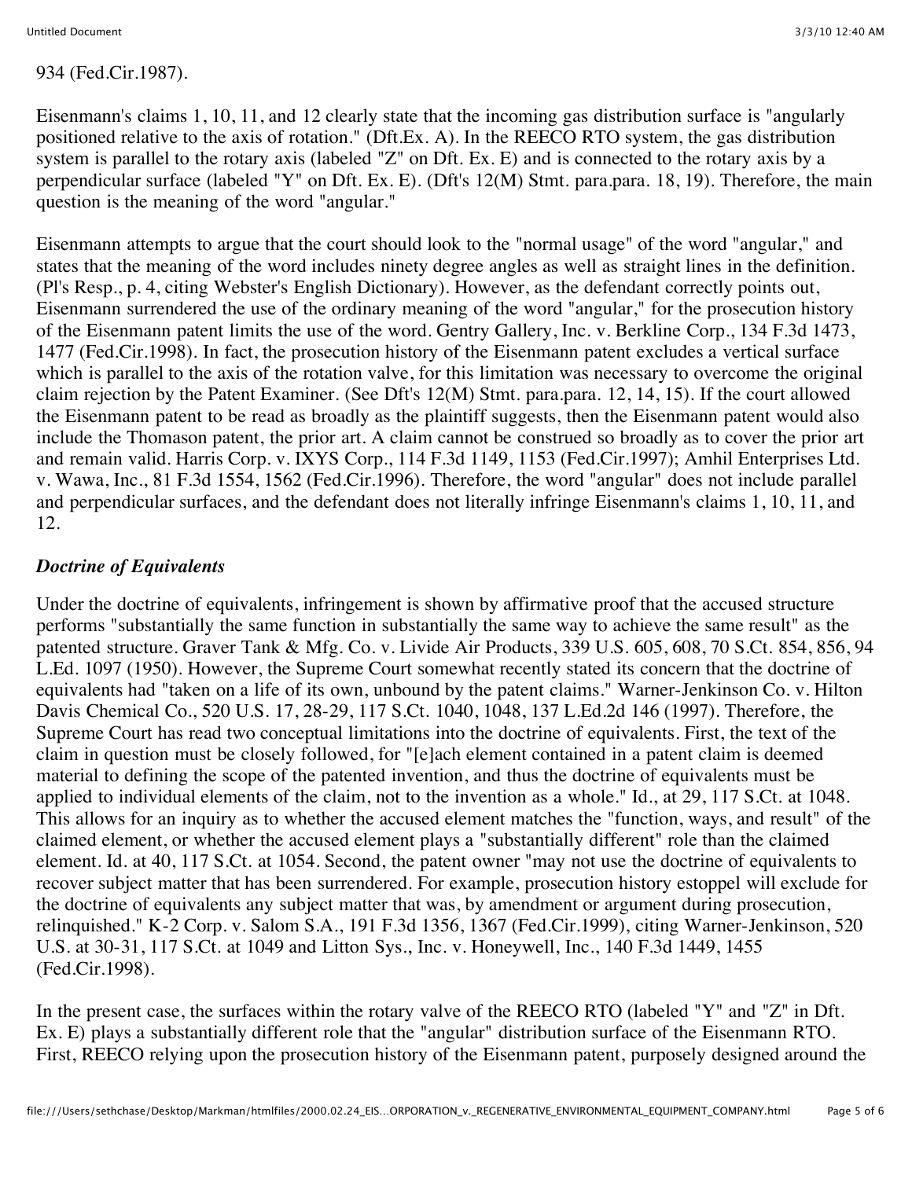934 (Fed.Cir.1987).

Eisenmann's claims 1, 10, 11, and 12 clearly state that the incoming gas distribution surface is "angularly positioned relative to the axis of rotation." (Dft.Ex. A). In the REECO RTO system, the gas distribution system is parallel to the rotary axis (labeled "Z" on Dft. Ex. E) and is connected to the rotary axis by a perpendicular surface (labeled "Y" on Dft. Ex. E). (Dft's 12(M) Stmt. para.para. 18, 19). Therefore, the main question is the meaning of the word "angular."

Eisenmann attempts to argue that the court should look to the "normal usage" of the word "angular," and states that the meaning of the word includes ninety degree angles as well as straight lines in the definition. (Pl's Resp., p. 4, citing Webster's English Dictionary). However, as the defendant correctly points out, Eisenmann surrendered the use of the ordinary meaning of the word "angular," for the prosecution history of the Eisenmann patent limits the use of the word. Gentry Gallery, Inc. v. Berkline Corp., 134 F.3d 1473, 1477 (Fed.Cir.1998). In fact, the prosecution history of the Eisenmann patent excludes a vertical surface which is parallel to the axis of the rotation valve, for this limitation was necessary to overcome the original claim rejection by the Patent Examiner. (See Dft's 12(M) Stmt. para.para. 12, 14, 15). If the court allowed the Eisenmann patent to be read as broadly as the plaintiff suggests, then the Eisenmann patent would also include the Thomason patent, the prior art. A claim cannot be construed so broadly as to cover the prior art and remain valid. Harris Corp. v. IXYS Corp., 114 F.3d 1149, 1153 (Fed.Cir.1997); Amhil Enterprises Ltd. v. Wawa, Inc., 81 F.3d 1554, 1562 (Fed.Cir.1996). Therefore, the word "angular" does not include parallel and perpendicular surfaces, and the defendant does not literally infringe Eisenmann's claims 1, 10, 11, and 12.

### *Doctrine of Equivalents*

Under the doctrine of equivalents, infringement is shown by affirmative proof that the accused structure performs "substantially the same function in substantially the same way to achieve the same result" as the patented structure. Graver Tank & Mfg. Co. v. Livide Air Products, 339 U.S. 605, 608, 70 S.Ct. 854, 856, 94 L.Ed. 1097 (1950). However, the Supreme Court somewhat recently stated its concern that the doctrine of equivalents had "taken on a life of its own, unbound by the patent claims." Warner-Jenkinson Co. v. Hilton Davis Chemical Co., 520 U.S. 17, 28-29, 117 S.Ct. 1040, 1048, 137 L.Ed.2d 146 (1997). Therefore, the Supreme Court has read two conceptual limitations into the doctrine of equivalents. First, the text of the claim in question must be closely followed, for "[e]ach element contained in a patent claim is deemed material to defining the scope of the patented invention, and thus the doctrine of equivalents must be applied to individual elements of the claim, not to the invention as a whole." Id., at 29, 117 S.Ct. at 1048. This allows for an inquiry as to whether the accused element matches the "function, ways, and result" of the claimed element, or whether the accused element plays a "substantially different" role than the claimed element. Id. at 40, 117 S.Ct. at 1054. Second, the patent owner "may not use the doctrine of equivalents to recover subject matter that has been surrendered. For example, prosecution history estoppel will exclude for the doctrine of equivalents any subject matter that was, by amendment or argument during prosecution, relinquished." K-2 Corp. v. Salom S.A., 191 F.3d 1356, 1367 (Fed.Cir.1999), citing Warner-Jenkinson, 520 U.S. at 30-31, 117 S.Ct. at 1049 and Litton Sys., Inc. v. Honeywell, Inc., 140 F.3d 1449, 1455 (Fed.Cir.1998).

In the present case, the surfaces within the rotary valve of the REECO RTO (labeled "Y" and "Z" in Dft. Ex. E) plays a substantially different role that the "angular" distribution surface of the Eisenmann RTO. First, REECO relying upon the prosecution history of the Eisenmann patent, purposely designed around the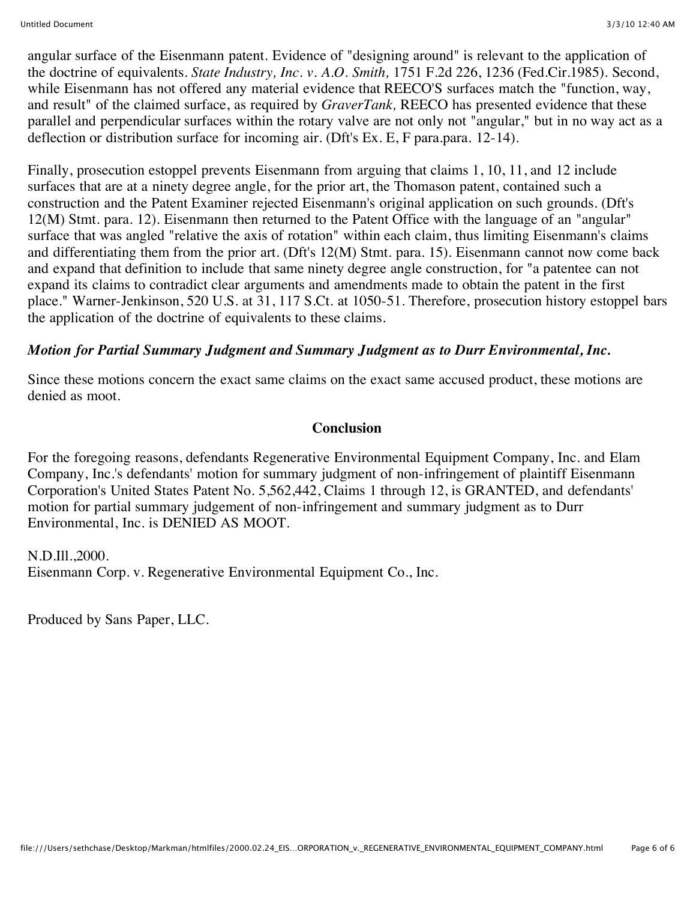angular surface of the Eisenmann patent. Evidence of "designing around" is relevant to the application of the doctrine of equivalents. *State Industry, Inc. v. A.O. Smith,* 1751 F.2d 226, 1236 (Fed.Cir.1985). Second, while Eisenmann has not offered any material evidence that REECO'S surfaces match the "function, way, and result" of the claimed surface, as required by *GraverTank,* REECO has presented evidence that these parallel and perpendicular surfaces within the rotary valve are not only not "angular," but in no way act as a deflection or distribution surface for incoming air. (Dft's Ex. E, F para.para. 12-14).

Finally, prosecution estoppel prevents Eisenmann from arguing that claims 1, 10, 11, and 12 include surfaces that are at a ninety degree angle, for the prior art, the Thomason patent, contained such a construction and the Patent Examiner rejected Eisenmann's original application on such grounds. (Dft's 12(M) Stmt. para. 12). Eisenmann then returned to the Patent Office with the language of an "angular" surface that was angled "relative the axis of rotation" within each claim, thus limiting Eisenmann's claims and differentiating them from the prior art. (Dft's 12(M) Stmt. para. 15). Eisenmann cannot now come back and expand that definition to include that same ninety degree angle construction, for "a patentee can not expand its claims to contradict clear arguments and amendments made to obtain the patent in the first place." Warner-Jenkinson, 520 U.S. at 31, 117 S.Ct. at 1050-51. Therefore, prosecution history estoppel bars the application of the doctrine of equivalents to these claims.

### *Motion for Partial Summary Judgment and Summary Judgment as to Durr Environmental, Inc.*

Since these motions concern the exact same claims on the exact same accused product, these motions are denied as moot.

## Conclusion

For the foregoing reasons, defendants Regenerative Environmental Equipment Company, Inc. and Elam Company, Inc.'s defendants' motion for summary judgment of non-infringement of plaintiff Eisenmann Corporation's United States Patent No. 5,562,442, Claims 1 through 12, is GRANTED, and defendants' motion for partial summary judgement of non-infringement and summary judgment as to Durr Environmental, Inc. is DENIED AS MOOT.

N.D.Ill.,2000.
Eisenmann Corp. v. Regenerative Environmental Equipment Co., Inc.

Produced by Sans Paper, LLC.